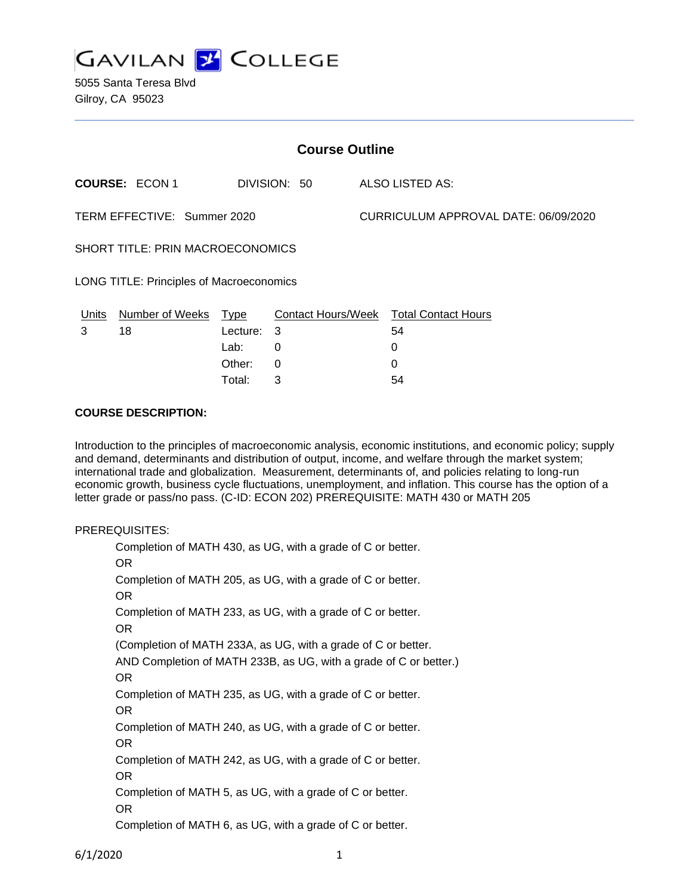# GAVILAN COLLEGE

5055 Santa Teresa Blvd
Gilroy, CA 95023

## Course Outline

**COURSE:** ECON 1 DIVISION: 50 ALSO LISTED AS:

TERM EFFECTIVE: Summer 2020 CURRICULUM APPROVAL DATE: 06/09/2020

SHORT TITLE: PRIN MACROECONOMICS

LONG TITLE: Principles of Macroeconomics

| Units | Number of Weeks | Type | Contact Hours/Week | Total Contact Hours |
|---|---|---|---|---|
| 3 | 18 | Lecture: | 3 | 54 |
| | | Lab: | 0 | 0 |
| | | Other: | 0 | 0 |
| | | Total: | 3 | 54 |

**COURSE DESCRIPTION:**

Introduction to the principles of macroeconomic analysis, economic institutions, and economic policy; supply and demand, determinants and distribution of output, income, and welfare through the market system; international trade and globalization. Measurement, determinants of, and policies relating to long-run economic growth, business cycle fluctuations, unemployment, and inflation. This course has the option of a letter grade or pass/no pass. (C-ID: ECON 202) PREREQUISITE: MATH 430 or MATH 205

PREREQUISITES:

Completion of MATH 430, as UG, with a grade of C or better.
OR
Completion of MATH 205, as UG, with a grade of C or better.
OR
Completion of MATH 233, as UG, with a grade of C or better.
OR
(Completion of MATH 233A, as UG, with a grade of C or better.
AND Completion of MATH 233B, as UG, with a grade of C or better.)
OR
Completion of MATH 235, as UG, with a grade of C or better.
OR
Completion of MATH 240, as UG, with a grade of C or better.
OR
Completion of MATH 242, as UG, with a grade of C or better.
OR
Completion of MATH 5, as UG, with a grade of C or better.
OR
Completion of MATH 6, as UG, with a grade of C or better.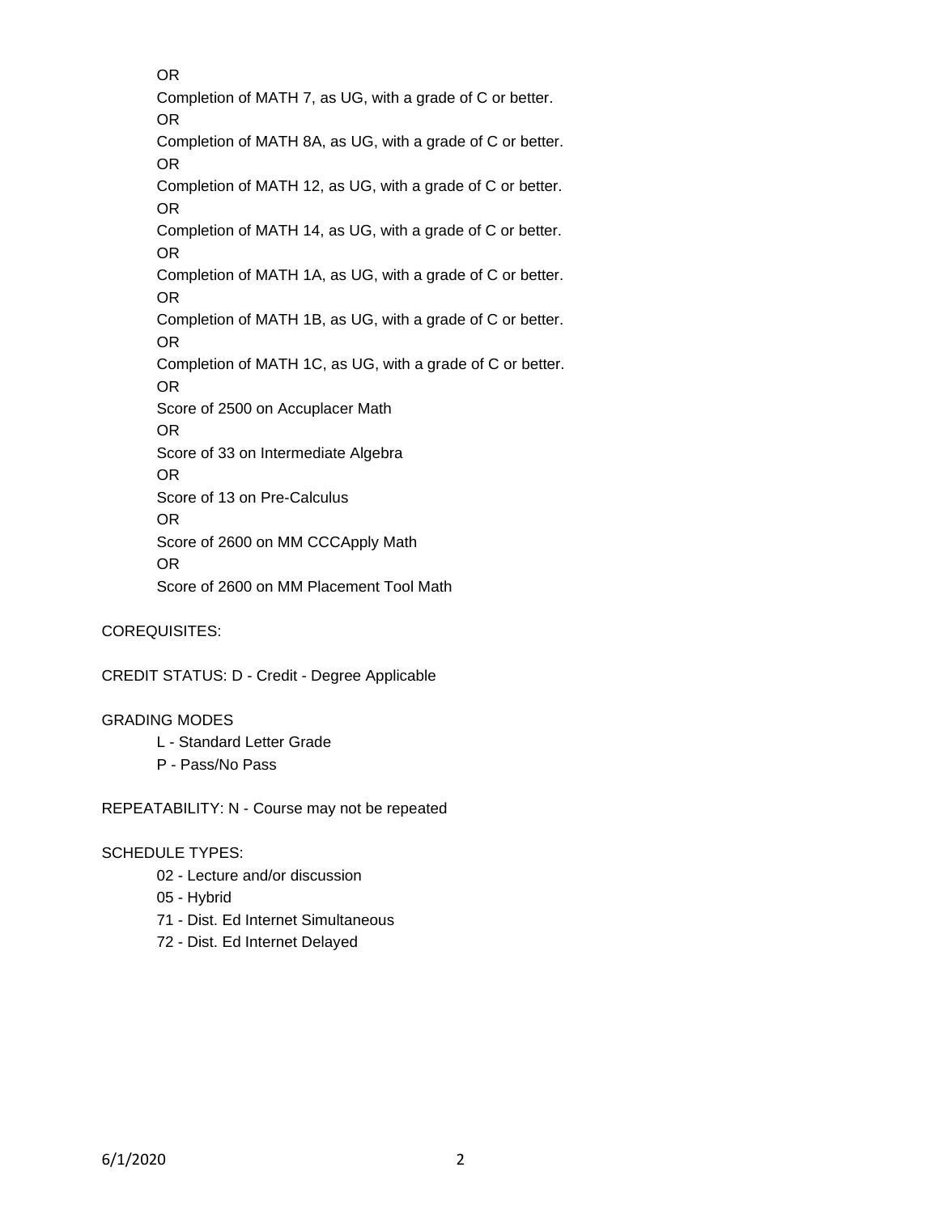OR

Completion of MATH 7, as UG, with a grade of C or better.

OR

Completion of MATH 8A, as UG, with a grade of C or better.

OR

Completion of MATH 12, as UG, with a grade of C or better.

OR

Completion of MATH 14, as UG, with a grade of C or better.

OR

Completion of MATH 1A, as UG, with a grade of C or better.

OR

Completion of MATH 1B, as UG, with a grade of C or better.

OR

Completion of MATH 1C, as UG, with a grade of C or better.

OR

Score of 2500 on Accuplacer Math

OR

Score of 33 on Intermediate Algebra

OR

Score of 13 on Pre-Calculus

OR

Score of 2600 on MM CCCApply Math

OR

Score of 2600 on MM Placement Tool Math

COREQUISITES:

CREDIT STATUS: D - Credit - Degree Applicable

GRADING MODES

- L - Standard Letter Grade
- P - Pass/No Pass

REPEATABILITY: N - Course may not be repeated

SCHEDULE TYPES:

- 02 - Lecture and/or discussion
- 05 - Hybrid
- 71 - Dist. Ed Internet Simultaneous
- 72 - Dist. Ed Internet Delayed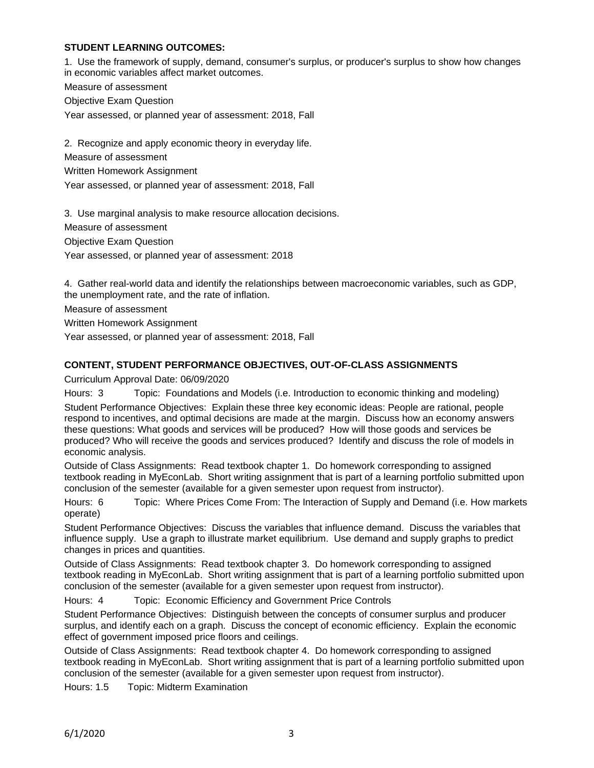**STUDENT LEARNING OUTCOMES:**

1. Use the framework of supply, demand, consumer's surplus, or producer's surplus to show how changes in economic variables affect market outcomes.

Measure of assessment

Objective Exam Question

Year assessed, or planned year of assessment: 2018, Fall

2. Recognize and apply economic theory in everyday life.

Measure of assessment

Written Homework Assignment

Year assessed, or planned year of assessment: 2018, Fall

3. Use marginal analysis to make resource allocation decisions.

Measure of assessment

Objective Exam Question

Year assessed, or planned year of assessment: 2018

4. Gather real-world data and identify the relationships between macroeconomic variables, such as GDP, the unemployment rate, and the rate of inflation.

Measure of assessment

Written Homework Assignment

Year assessed, or planned year of assessment: 2018, Fall

**CONTENT, STUDENT PERFORMANCE OBJECTIVES, OUT-OF-CLASS ASSIGNMENTS**

Curriculum Approval Date: 06/09/2020

Hours: 3 Topic: Foundations and Models (i.e. Introduction to economic thinking and modeling)

Student Performance Objectives: Explain these three key economic ideas: People are rational, people respond to incentives, and optimal decisions are made at the margin. Discuss how an economy answers these questions: What goods and services will be produced? How will those goods and services be produced? Who will receive the goods and services produced? Identify and discuss the role of models in economic analysis.

Outside of Class Assignments: Read textbook chapter 1. Do homework corresponding to assigned textbook reading in MyEconLab. Short writing assignment that is part of a learning portfolio submitted upon conclusion of the semester (available for a given semester upon request from instructor).

Hours: 6 Topic: Where Prices Come From: The Interaction of Supply and Demand (i.e. How markets operate)

Student Performance Objectives: Discuss the variables that influence demand. Discuss the variables that influence supply. Use a graph to illustrate market equilibrium. Use demand and supply graphs to predict changes in prices and quantities.

Outside of Class Assignments: Read textbook chapter 3. Do homework corresponding to assigned textbook reading in MyEconLab. Short writing assignment that is part of a learning portfolio submitted upon conclusion of the semester (available for a given semester upon request from instructor).

Hours: 4 Topic: Economic Efficiency and Government Price Controls

Student Performance Objectives: Distinguish between the concepts of consumer surplus and producer surplus, and identify each on a graph. Discuss the concept of economic efficiency. Explain the economic effect of government imposed price floors and ceilings.

Outside of Class Assignments: Read textbook chapter 4. Do homework corresponding to assigned textbook reading in MyEconLab. Short writing assignment that is part of a learning portfolio submitted upon conclusion of the semester (available for a given semester upon request from instructor).

Hours: 1.5 Topic: Midterm Examination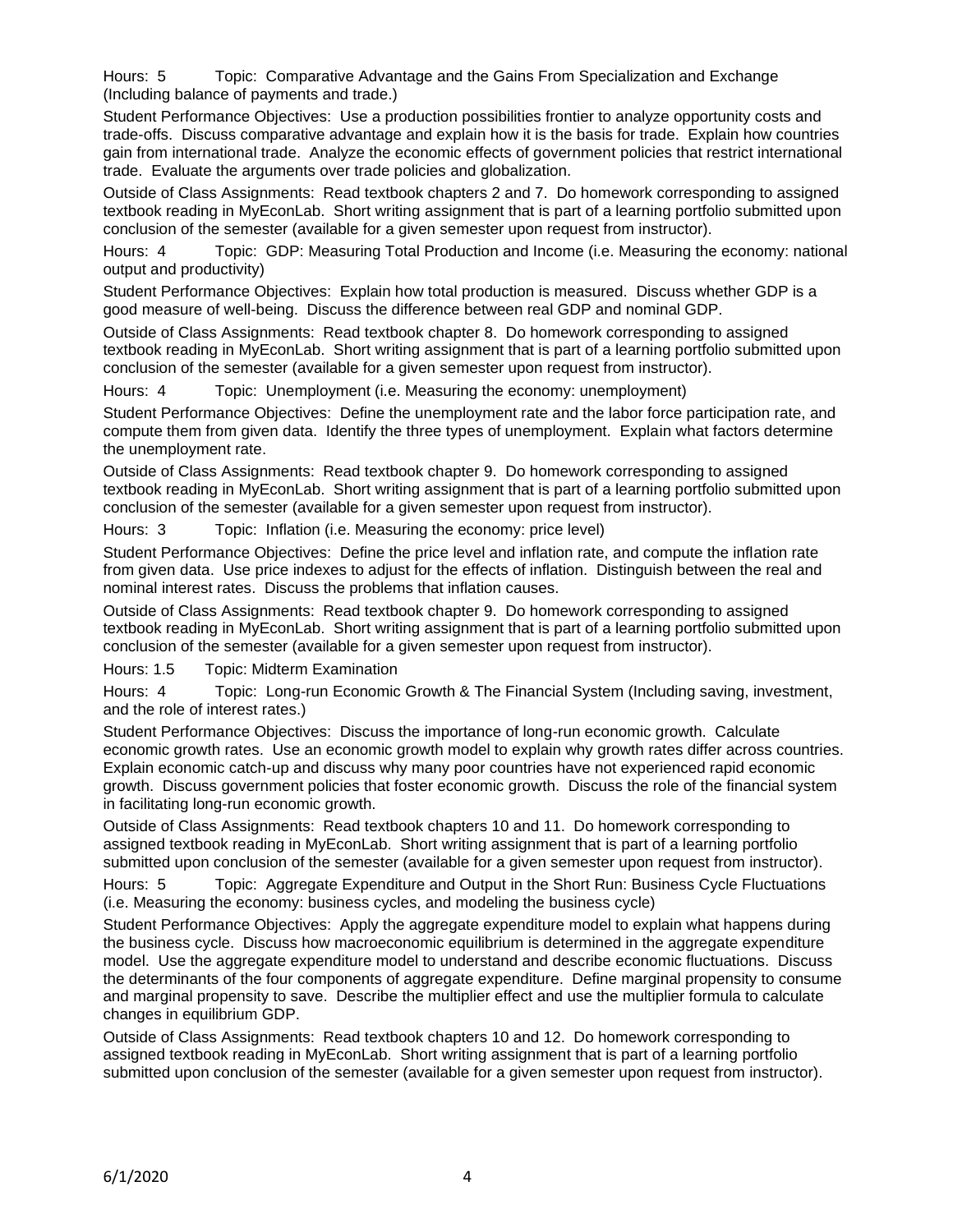Hours: 5 Topic: Comparative Advantage and the Gains From Specialization and Exchange (Including balance of payments and trade.)

Student Performance Objectives: Use a production possibilities frontier to analyze opportunity costs and trade-offs. Discuss comparative advantage and explain how it is the basis for trade. Explain how countries gain from international trade. Analyze the economic effects of government policies that restrict international trade. Evaluate the arguments over trade policies and globalization.

Outside of Class Assignments: Read textbook chapters 2 and 7. Do homework corresponding to assigned textbook reading in MyEconLab. Short writing assignment that is part of a learning portfolio submitted upon conclusion of the semester (available for a given semester upon request from instructor).

Hours: 4 Topic: GDP: Measuring Total Production and Income (i.e. Measuring the economy: national output and productivity)

Student Performance Objectives: Explain how total production is measured. Discuss whether GDP is a good measure of well-being. Discuss the difference between real GDP and nominal GDP.

Outside of Class Assignments: Read textbook chapter 8. Do homework corresponding to assigned textbook reading in MyEconLab. Short writing assignment that is part of a learning portfolio submitted upon conclusion of the semester (available for a given semester upon request from instructor).

Hours: 4 Topic: Unemployment (i.e. Measuring the economy: unemployment)

Student Performance Objectives: Define the unemployment rate and the labor force participation rate, and compute them from given data. Identify the three types of unemployment. Explain what factors determine the unemployment rate.

Outside of Class Assignments: Read textbook chapter 9. Do homework corresponding to assigned textbook reading in MyEconLab. Short writing assignment that is part of a learning portfolio submitted upon conclusion of the semester (available for a given semester upon request from instructor).

Hours: 3 Topic: Inflation (i.e. Measuring the economy: price level)

Student Performance Objectives: Define the price level and inflation rate, and compute the inflation rate from given data. Use price indexes to adjust for the effects of inflation. Distinguish between the real and nominal interest rates. Discuss the problems that inflation causes.

Outside of Class Assignments: Read textbook chapter 9. Do homework corresponding to assigned textbook reading in MyEconLab. Short writing assignment that is part of a learning portfolio submitted upon conclusion of the semester (available for a given semester upon request from instructor).

Hours: 1.5 Topic: Midterm Examination

Hours: 4 Topic: Long-run Economic Growth & The Financial System (Including saving, investment, and the role of interest rates.)

Student Performance Objectives: Discuss the importance of long-run economic growth. Calculate economic growth rates. Use an economic growth model to explain why growth rates differ across countries. Explain economic catch-up and discuss why many poor countries have not experienced rapid economic growth. Discuss government policies that foster economic growth. Discuss the role of the financial system in facilitating long-run economic growth.

Outside of Class Assignments: Read textbook chapters 10 and 11. Do homework corresponding to assigned textbook reading in MyEconLab. Short writing assignment that is part of a learning portfolio submitted upon conclusion of the semester (available for a given semester upon request from instructor).

Hours: 5 Topic: Aggregate Expenditure and Output in the Short Run: Business Cycle Fluctuations (i.e. Measuring the economy: business cycles, and modeling the business cycle)

Student Performance Objectives: Apply the aggregate expenditure model to explain what happens during the business cycle. Discuss how macroeconomic equilibrium is determined in the aggregate expenditure model. Use the aggregate expenditure model to understand and describe economic fluctuations. Discuss the determinants of the four components of aggregate expenditure. Define marginal propensity to consume and marginal propensity to save. Describe the multiplier effect and use the multiplier formula to calculate changes in equilibrium GDP.

Outside of Class Assignments: Read textbook chapters 10 and 12. Do homework corresponding to assigned textbook reading in MyEconLab. Short writing assignment that is part of a learning portfolio submitted upon conclusion of the semester (available for a given semester upon request from instructor).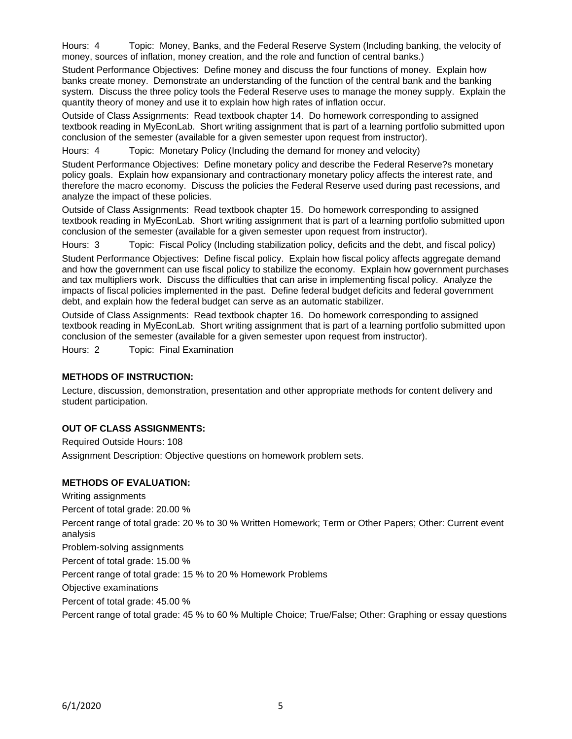Hours: 4 Topic: Money, Banks, and the Federal Reserve System (Including banking, the velocity of money, sources of inflation, money creation, and the role and function of central banks.)

Student Performance Objectives: Define money and discuss the four functions of money. Explain how banks create money. Demonstrate an understanding of the function of the central bank and the banking system. Discuss the three policy tools the Federal Reserve uses to manage the money supply. Explain the quantity theory of money and use it to explain how high rates of inflation occur.

Outside of Class Assignments: Read textbook chapter 14. Do homework corresponding to assigned textbook reading in MyEconLab. Short writing assignment that is part of a learning portfolio submitted upon conclusion of the semester (available for a given semester upon request from instructor).

Hours: 4 Topic: Monetary Policy (Including the demand for money and velocity)

Student Performance Objectives: Define monetary policy and describe the Federal Reserve?s monetary policy goals. Explain how expansionary and contractionary monetary policy affects the interest rate, and therefore the macro economy. Discuss the policies the Federal Reserve used during past recessions, and analyze the impact of these policies.

Outside of Class Assignments: Read textbook chapter 15. Do homework corresponding to assigned textbook reading in MyEconLab. Short writing assignment that is part of a learning portfolio submitted upon conclusion of the semester (available for a given semester upon request from instructor).

Hours: 3 Topic: Fiscal Policy (Including stabilization policy, deficits and the debt, and fiscal policy)

Student Performance Objectives: Define fiscal policy. Explain how fiscal policy affects aggregate demand and how the government can use fiscal policy to stabilize the economy. Explain how government purchases and tax multipliers work. Discuss the difficulties that can arise in implementing fiscal policy. Analyze the impacts of fiscal policies implemented in the past. Define federal budget deficits and federal government debt, and explain how the federal budget can serve as an automatic stabilizer.

Outside of Class Assignments: Read textbook chapter 16. Do homework corresponding to assigned textbook reading in MyEconLab. Short writing assignment that is part of a learning portfolio submitted upon conclusion of the semester (available for a given semester upon request from instructor).

Hours: 2 Topic: Final Examination

**METHODS OF INSTRUCTION:**

Lecture, discussion, demonstration, presentation and other appropriate methods for content delivery and student participation.

**OUT OF CLASS ASSIGNMENTS:**

Required Outside Hours: 108

Assignment Description: Objective questions on homework problem sets.

**METHODS OF EVALUATION:**

Writing assignments

Percent of total grade: 20.00 %

Percent range of total grade: 20 % to 30 % Written Homework; Term or Other Papers; Other: Current event analysis

Problem-solving assignments

Percent of total grade: 15.00 %

Percent range of total grade: 15 % to 20 % Homework Problems

Objective examinations

Percent of total grade: 45.00 %

Percent range of total grade: 45 % to 60 % Multiple Choice; True/False; Other: Graphing or essay questions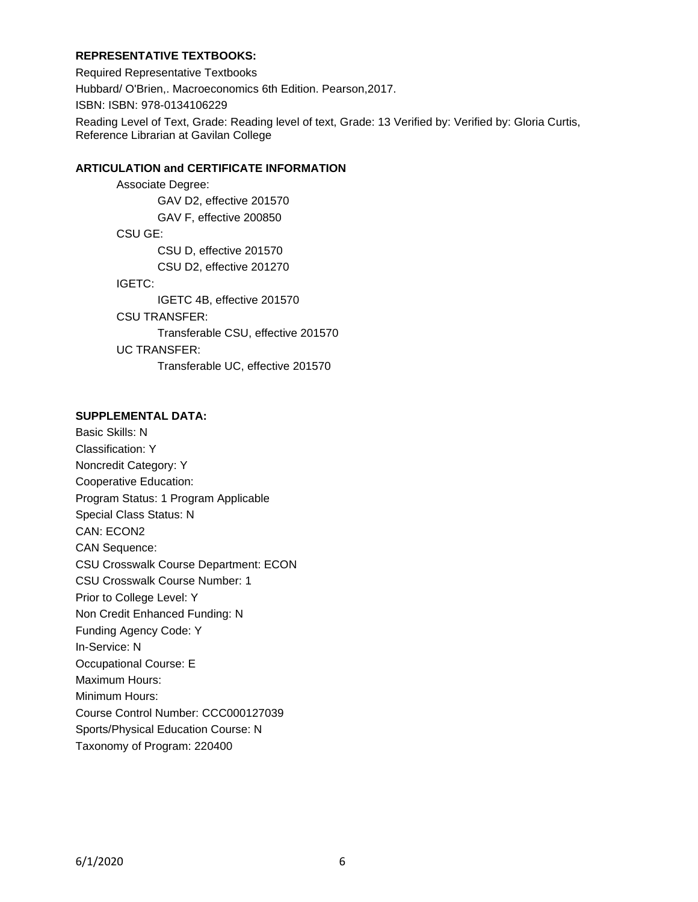**REPRESENTATIVE TEXTBOOKS:**

Required Representative Textbooks

Hubbard/ O'Brien,. Macroeconomics 6th Edition. Pearson,2017.

ISBN: ISBN: 978-0134106229

Reading Level of Text, Grade: Reading level of text, Grade: 13 Verified by: Verified by: Gloria Curtis, Reference Librarian at Gavilan College

**ARTICULATION and CERTIFICATE INFORMATION**

Associate Degree:
- GAV D2, effective 201570
- GAV F, effective 200850

CSU GE:
- CSU D, effective 201570
- CSU D2, effective 201270

IGETC:
- IGETC 4B, effective 201570

CSU TRANSFER:
- Transferable CSU, effective 201570

UC TRANSFER:
- Transferable UC, effective 201570

**SUPPLEMENTAL DATA:**

Basic Skills: N
Classification: Y
Noncredit Category: Y
Cooperative Education:
Program Status: 1 Program Applicable
Special Class Status: N
CAN: ECON2
CAN Sequence:
CSU Crosswalk Course Department: ECON
CSU Crosswalk Course Number: 1
Prior to College Level: Y
Non Credit Enhanced Funding: N
Funding Agency Code: Y
In-Service: N
Occupational Course: E
Maximum Hours:
Minimum Hours:
Course Control Number: CCC000127039
Sports/Physical Education Course: N
Taxonomy of Program: 220400